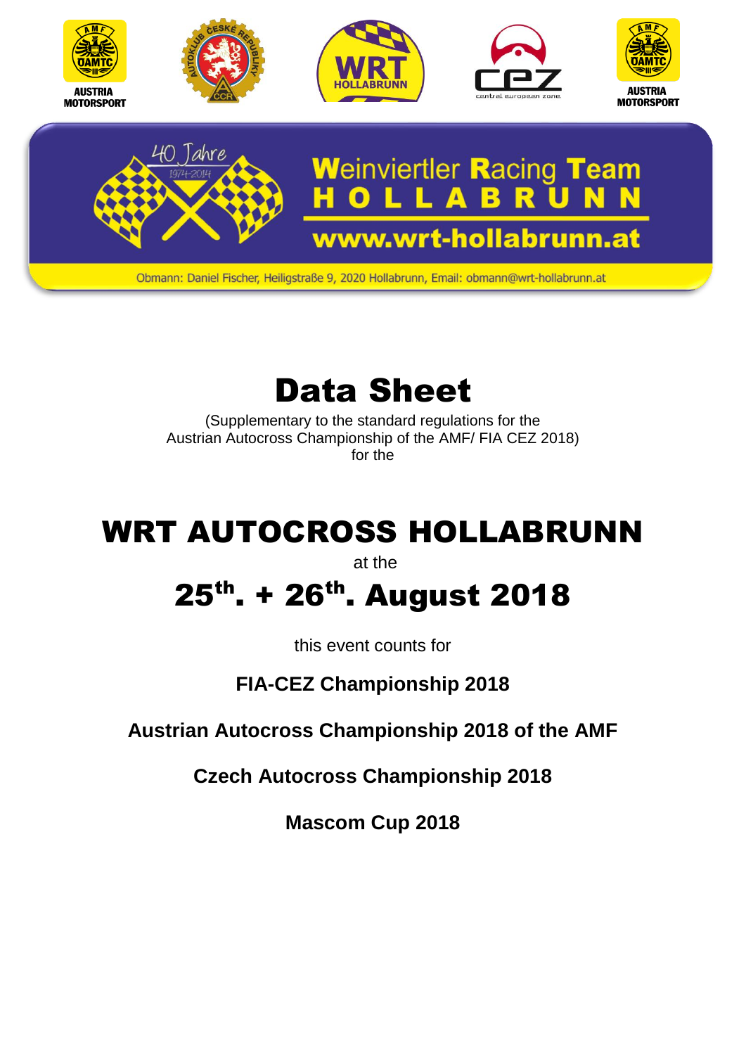AUSTRIA MOTORSPORT

AUSTRIA MOTORSPORT

40 Jahre 1974-2014

**Weinviertler Racing Team HOLLABRUNN**

**www.wrt-hollabrunn.at**

Obmann: Daniel Fischer, Heiligstraße 9, 2020 Hollabrunn, Email: obmann@wrt-hollabrunn.at

# Data Sheet

(Supplementary to the standard regulations for the
Austrian Autocross Championship of the AMF/ FIA CEZ 2018)
for the

# WRT AUTOCROSS HOLLABRUNN

at the

# 25th. + 26th. August 2018

this event counts for

**FIA-CEZ Championship 2018**

**Austrian Autocross Championship 2018 of the AMF**

**Czech Autocross Championship 2018**

**Mascom Cup 2018**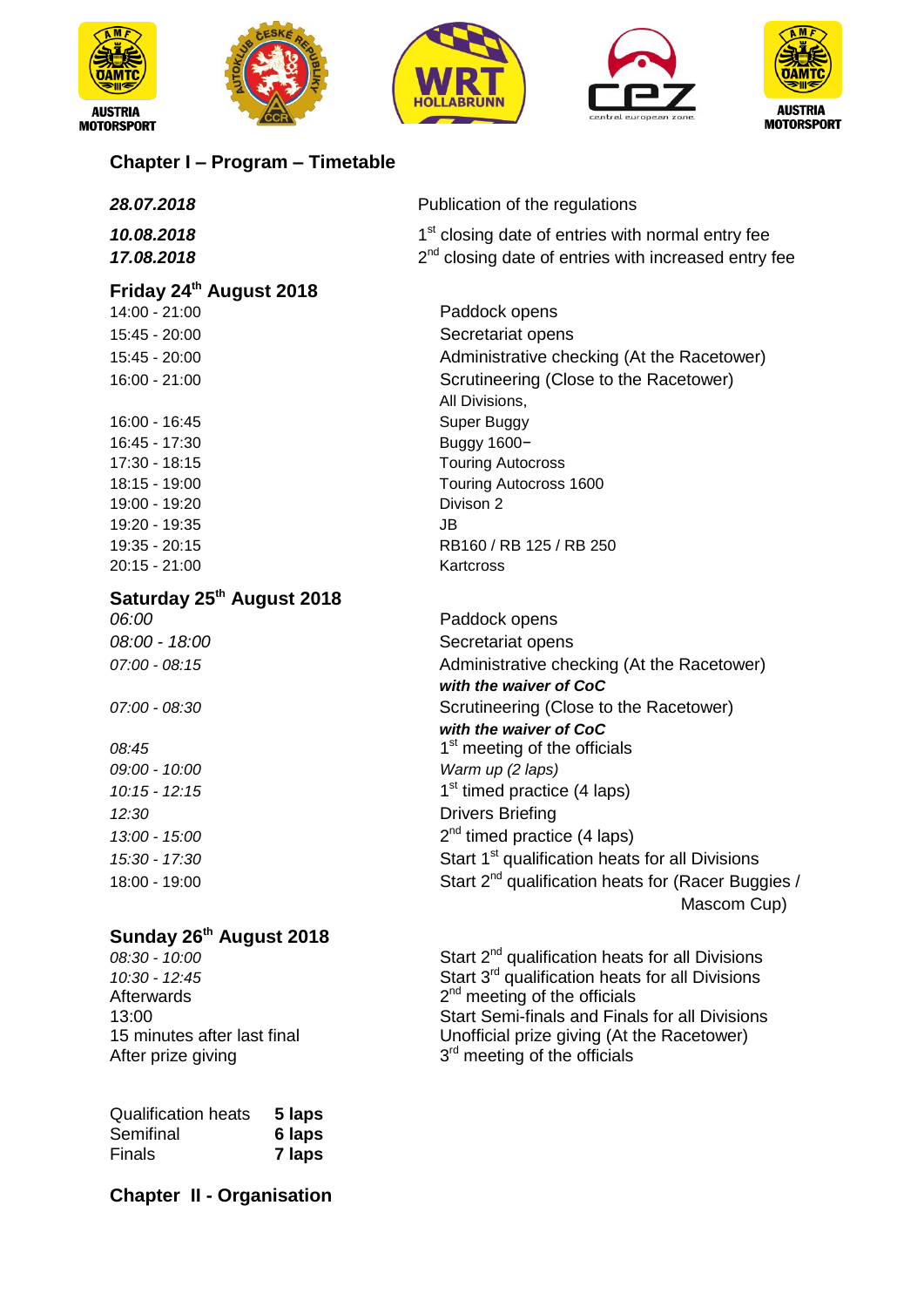## Chapter I – Program – Timetable

| | |
|---|---|
| ***28.07.2018*** | Publication of the regulations |
| ***10.08.2018*** | 1st closing date of entries with normal entry fee |
| ***17.08.2018*** | 2nd closing date of entries with increased entry fee |

### Friday 24th August 2018

| | |
|---|---|
| 14:00 - 21:00 | Paddock opens |
| 15:45 - 20:00 | Secretariat opens |
| 15:45 - 20:00 | Administrative checking (At the Racetower) |
| 16:00 - 21:00 | Scrutineering (Close to the Racetower) |
| | All Divisions, |
| 16:00 - 16:45 | Super Buggy |
| 16:45 - 17:30 | Buggy 1600− |
| 17:30 - 18:15 | Touring Autocross |
| 18:15 - 19:00 | Touring Autocross 1600 |
| 19:00 - 19:20 | Divison 2 |
| 19:20 - 19:35 | JB |
| 19:35 - 20:15 | RB160 / RB 125 / RB 250 |
| 20:15 - 21:00 | Kartcross |

### Saturday 25th August 2018

| | |
|---|---|
| *06:00* | Paddock opens |
| *08:00 - 18:00* | Secretariat opens |
| *07:00 - 08:15* | Administrative checking (At the Racetower) ***with the waiver of CoC*** |
| *07:00 - 08:30* | Scrutineering (Close to the Racetower) ***with the waiver of CoC*** |
| *08:45* | 1st meeting of the officials |
| *09:00 - 10:00* | *Warm up (2 laps)* |
| *10:15 - 12:15* | 1st timed practice (4 laps) |
| *12:30* | Drivers Briefing |
| *13:00 - 15:00* | 2nd timed practice (4 laps) |
| *15:30 - 17:30* | Start 1st qualification heats for all Divisions |
| 18:00 - 19:00 | Start 2nd qualification heats for (Racer Buggies / Mascom Cup) |

### Sunday 26th August 2018

| | |
|---|---|
| *08:30 - 10:00* | Start 2nd qualification heats for all Divisions |
| *10:30 - 12:45* | Start 3rd qualification heats for all Divisions |
| Afterwards | 2nd meeting of the officials |
| 13:00 | Start Semi-finals and Finals for all Divisions |
| 15 minutes after last final | Unofficial prize giving (At the Racetower) |
| After prize giving | 3rd meeting of the officials |

| | |
|---|---|
| Qualification heats | **5 laps** |
| Semifinal | **6 laps** |
| Finals | **7 laps** |

## Chapter II - Organisation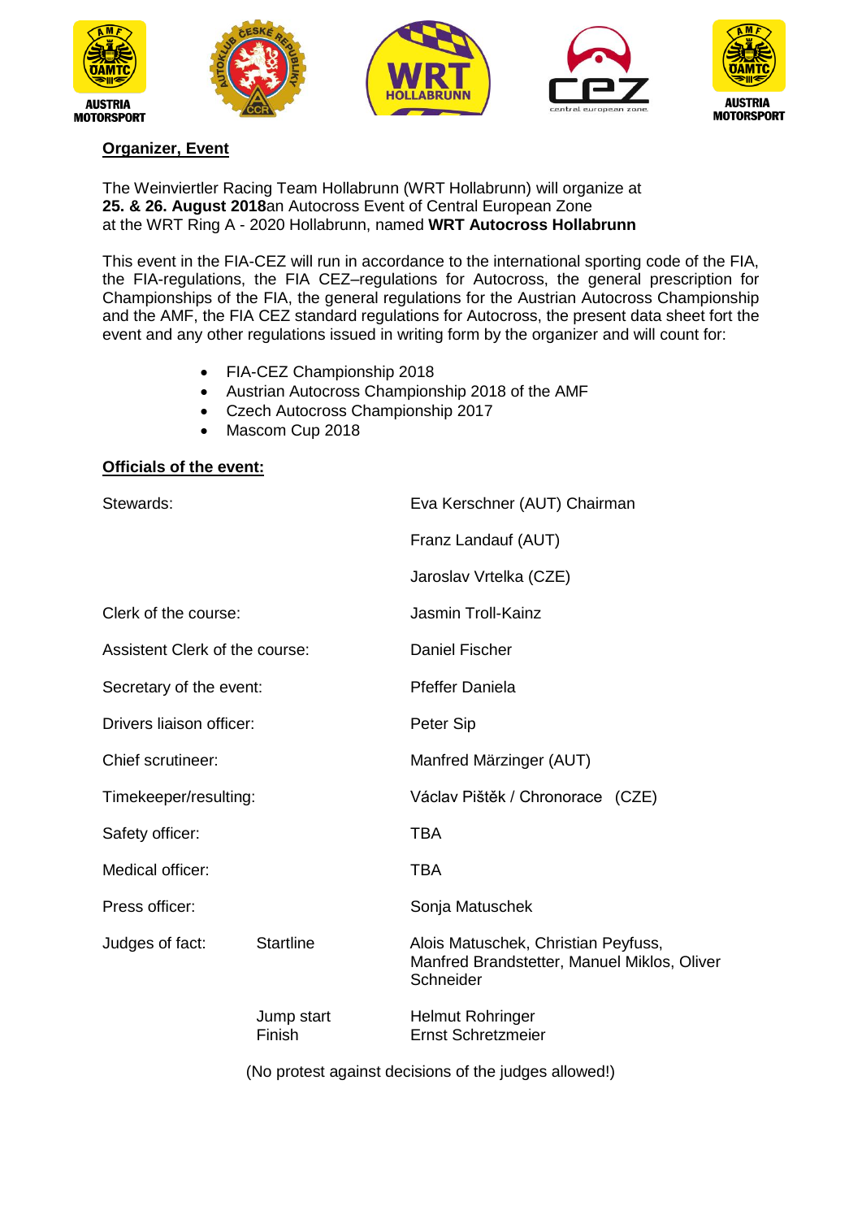## Organizer, Event

The Weinviertler Racing Team Hollabrunn (WRT Hollabrunn) will organize at **25. & 26. August 2018**an Autocross Event of Central European Zone at the WRT Ring A - 2020 Hollabrunn, named **WRT Autocross Hollabrunn**

This event in the FIA-CEZ will run in accordance to the international sporting code of the FIA, the FIA-regulations, the FIA CEZ–regulations for Autocross, the general prescription for Championships of the FIA, the general regulations for the Austrian Autocross Championship and the AMF, the FIA CEZ standard regulations for Autocross, the present data sheet fort the event and any other regulations issued in writing form by the organizer and will count for:

- FIA-CEZ Championship 2018
- Austrian Autocross Championship 2018 of the AMF
- Czech Autocross Championship 2017
- Mascom Cup 2018

## Officials of the event:

| | | |
|---|---|---|
| Stewards: | | Eva Kerschner (AUT) Chairman |
| | | Franz Landauf (AUT) |
| | | Jaroslav Vrtelka (CZE) |
| Clerk of the course: | | Jasmin Troll-Kainz |
| Assistent Clerk of the course: | | Daniel Fischer |
| Secretary of the event: | | Pfeffer Daniela |
| Drivers liaison officer: | | Peter Sip |
| Chief scrutineer: | | Manfred Märzinger (AUT) |
| Timekeeper/resulting: | | Václav Pištěk / Chronorace (CZE) |
| Safety officer: | | TBA |
| Medical officer: | | TBA |
| Press officer: | | Sonja Matuschek |
| Judges of fact: | Startline | Alois Matuschek, Christian Peyfuss, Manfred Brandstetter, Manuel Miklos, Oliver Schneider |
| | Jump start | Helmut Rohringer |
| | Finish | Ernst Schretzmeier |

(No protest against decisions of the judges allowed!)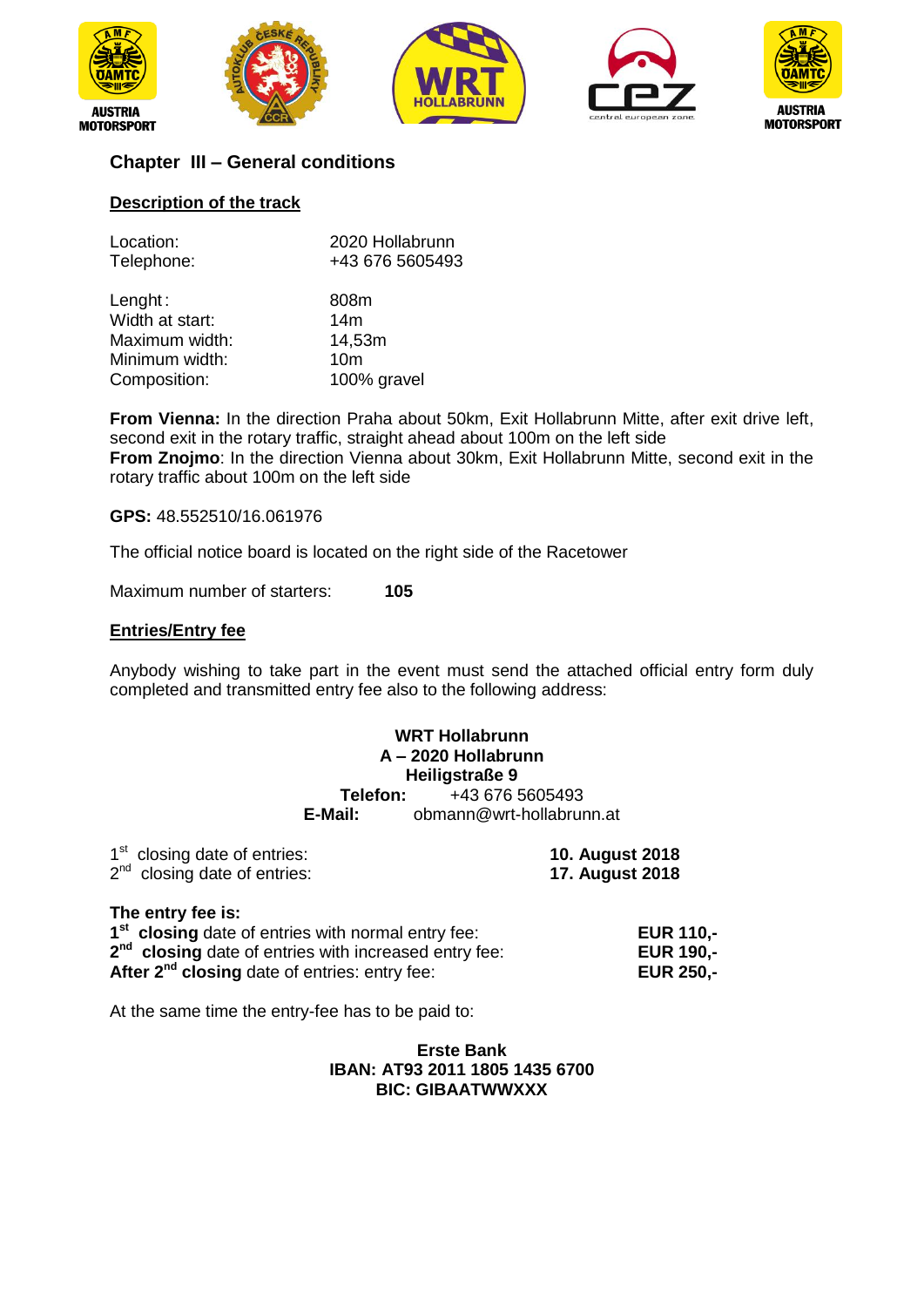## Chapter III – General conditions

### Description of the track

| | |
|---|---|
| Location: | 2020 Hollabrunn |
| Telephone: | +43 676 5605493 |
| Lenght: | 808m |
| Width at start: | 14m |
| Maximum width: | 14,53m |
| Minimum width: | 10m |
| Composition: | 100% gravel |

**From Vienna:** In the direction Praha about 50km, Exit Hollabrunn Mitte, after exit drive left, second exit in the rotary traffic, straight ahead about 100m on the left side
**From Znojmo**: In the direction Vienna about 30km, Exit Hollabrunn Mitte, second exit in the rotary traffic about 100m on the left side

**GPS:** 48.552510/16.061976

The official notice board is located on the right side of the Racetower

Maximum number of starters: **105**

### Entries/Entry fee

Anybody wishing to take part in the event must send the attached official entry form duly completed and transmitted entry fee also to the following address:

**WRT Hollabrunn**
**A – 2020 Hollabrunn**
**Heiligstraße 9**
**Telefon:** +43 676 5605493
**E-Mail:** obmann@wrt-hollabrunn.at

1st closing date of entries: **10. August 2018**
2nd closing date of entries: **17. August 2018**

**The entry fee is:**

| | |
|---|---|
| **1st closing** date of entries with normal entry fee: | **EUR 110,-** |
| **2nd closing** date of entries with increased entry fee: | **EUR 190,-** |
| **After 2nd closing** date of entries: entry fee: | **EUR 250,-** |

At the same time the entry-fee has to be paid to:

**Erste Bank**
**IBAN: AT93 2011 1805 1435 6700**
**BIC: GIBAATWWXXX**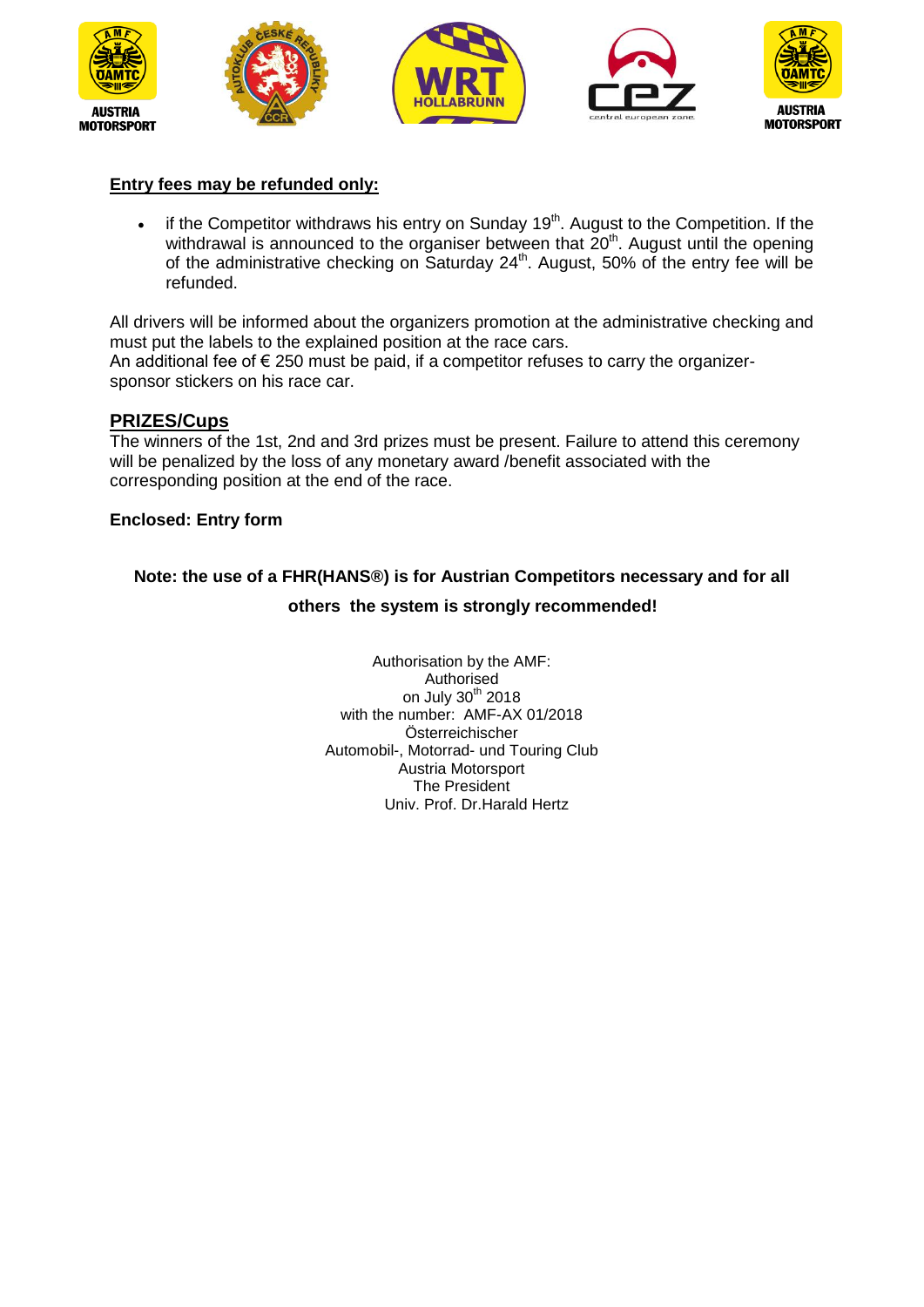**Entry fees may be refunded only:**

- if the Competitor withdraws his entry on Sunday 19th. August to the Competition. If the withdrawal is announced to the organiser between that 20th. August until the opening of the administrative checking on Saturday 24th. August, 50% of the entry fee will be refunded.

All drivers will be informed about the organizers promotion at the administrative checking and must put the labels to the explained position at the race cars.
An additional fee of € 250 must be paid, if a competitor refuses to carry the organizer-sponsor stickers on his race car.

## PRIZES/Cups

The winners of the 1st, 2nd and 3rd prizes must be present. Failure to attend this ceremony will be penalized by the loss of any monetary award /benefit associated with the corresponding position at the end of the race.

**Enclosed: Entry form**

**Note: the use of a FHR(HANS®) is for Austrian Competitors necessary and for all others the system is strongly recommended!**

Authorisation by the AMF:
Authorised
on July 30th 2018
with the number: AMF-AX 01/2018
Österreichischer
Automobil-, Motorrad- und Touring Club
Austria Motorsport
The President
Univ. Prof. Dr.Harald Hertz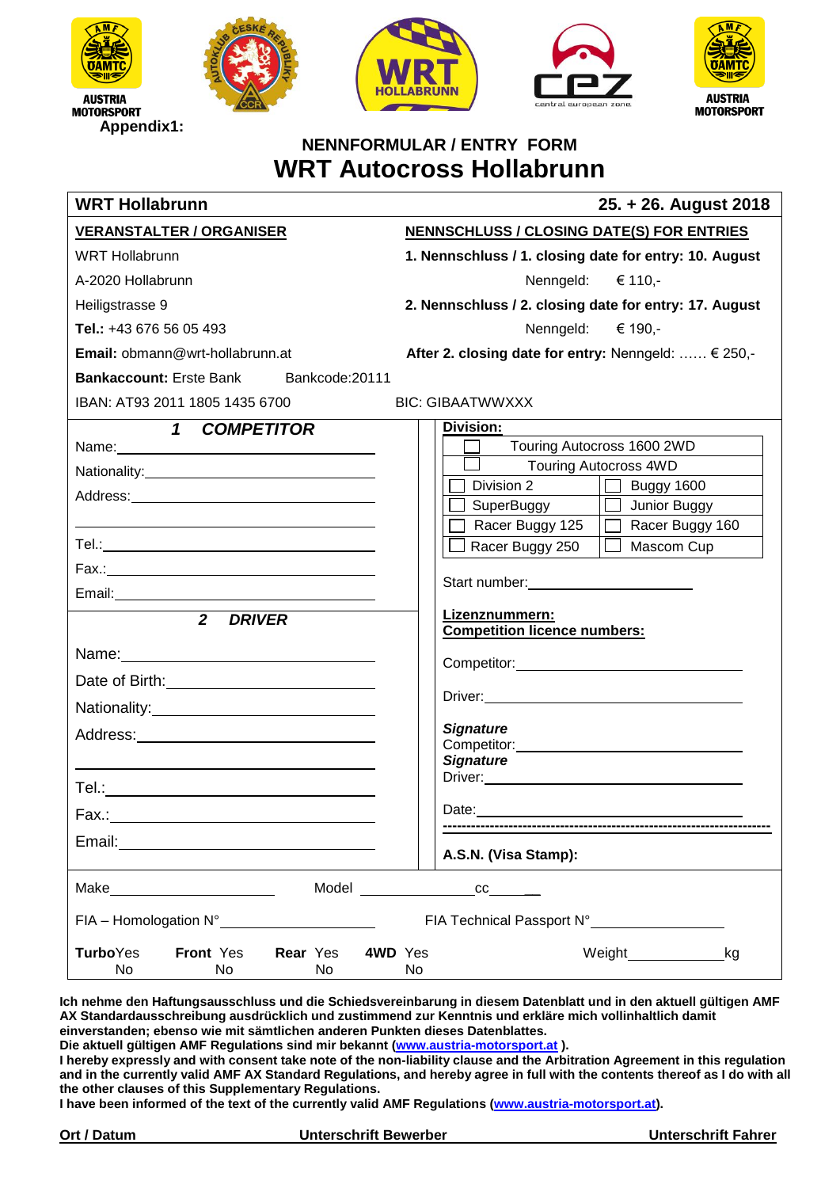AUSTRIA MOTORSPORT

Appendix1:

AUSTRIA MOTORSPORT

## NENNFORMULAR / ENTRY FORM

# WRT Autocross Hollabrunn

| **WRT Hollabrunn** | **25. + 26. August 2018** |
|---|---|
| **VERANSTALTER / ORGANISER** | **NENNSCHLUSS / CLOSING DATE(S) FOR ENTRIES** |
| WRT Hollabrunn | **1. Nennschluss / 1. closing date for entry: 10. August** |
| A-2020 Hollabrunn | Nenngeld: € 110,- |
| Heiligstrasse 9 | **2. Nennschluss / 2. closing date for entry: 17. August** |
| **Tel.:** +43 676 56 05 493 | Nenngeld: € 190,- |
| **Email:** obmann@wrt-hollabrunn.at | **After 2. closing date for entry:** Nenngeld: …… € 250,- |
| **Bankaccount:** Erste Bank Bankcode:20111 | |
| IBAN: AT93 2011 1805 1435 6700 | BIC: GIBAATWWXXX |

***1 COMPETITOR***

Name:\_\_\_\_\_\_\_\_\_\_\_\_\_\_\_\_\_\_\_\_\_\_\_\_

Nationality:\_\_\_\_\_\_\_\_\_\_\_\_\_\_\_\_\_\_\_\_\_\_\_\_

Address:\_\_\_\_\_\_\_\_\_\_\_\_\_\_\_\_\_\_\_\_\_\_\_\_

\_\_\_\_\_\_\_\_\_\_\_\_\_\_\_\_\_\_\_\_\_\_\_\_

Tel.:\_\_\_\_\_\_\_\_\_\_\_\_\_\_\_\_\_\_\_\_\_\_\_\_

Fax.:\_\_\_\_\_\_\_\_\_\_\_\_\_\_\_\_\_\_\_\_\_\_\_\_

Email:\_\_\_\_\_\_\_\_\_\_\_\_\_\_\_\_\_\_\_\_\_\_\_\_

**Division:**

| ☐ Touring Autocross 1600 2WD | |
|---|---|
| ☐ Touring Autocross 4WD | |
| ☐ Division 2 | ☐ Buggy 1600 |
| ☐ SuperBuggy | ☐ Junior Buggy |
| ☐ Racer Buggy 125 | ☐ Racer Buggy 160 |
| ☐ Racer Buggy 250 | ☐ Mascom Cup |

Start number:\_\_\_\_\_\_\_\_\_\_\_\_\_\_\_\_\_\_\_\_\_\_\_\_

***2 DRIVER***

Name:\_\_\_\_\_\_\_\_\_\_\_\_\_\_\_\_\_\_\_\_\_\_\_\_

Date of Birth:\_\_\_\_\_\_\_\_\_\_\_\_\_\_\_\_\_\_\_\_\_\_\_\_

Nationality:\_\_\_\_\_\_\_\_\_\_\_\_\_\_\_\_\_\_\_\_\_\_\_\_

Address:\_\_\_\_\_\_\_\_\_\_\_\_\_\_\_\_\_\_\_\_\_\_\_\_

\_\_\_\_\_\_\_\_\_\_\_\_\_\_\_\_\_\_\_\_\_\_\_\_

Tel.:\_\_\_\_\_\_\_\_\_\_\_\_\_\_\_\_\_\_\_\_\_\_\_\_

Fax.:\_\_\_\_\_\_\_\_\_\_\_\_\_\_\_\_\_\_\_\_\_\_\_\_

Email:\_\_\_\_\_\_\_\_\_\_\_\_\_\_\_\_\_\_\_\_\_\_\_\_

**Lizenznummern:**
**Competition licence numbers:**

Competitor:\_\_\_\_\_\_\_\_\_\_\_\_\_\_\_\_\_\_\_\_\_\_\_\_

Driver:\_\_\_\_\_\_\_\_\_\_\_\_\_\_\_\_\_\_\_\_\_\_\_\_

***Signature***
Competitor:\_\_\_\_\_\_\_\_\_\_\_\_\_\_\_\_\_\_\_\_\_\_\_\_

***Signature***
Driver:\_\_\_\_\_\_\_\_\_\_\_\_\_\_\_\_\_\_\_\_\_\_\_\_

Date:\_\_\_\_\_\_\_\_\_\_\_\_\_\_\_\_\_\_\_\_\_\_\_\_

**A.S.N. (Visa Stamp):**

Make\_\_\_\_\_\_\_\_\_\_\_\_\_\_\_\_ Model \_\_\_\_\_\_\_\_\_\_\_\_\_\_\_\_ cc\_\_\_\_\_\_

FIA – Homologation N°\_\_\_\_\_\_\_\_\_\_\_\_\_\_\_\_ FIA Technical Passport N°\_\_\_\_\_\_\_\_\_\_\_\_\_\_\_\_

**Turbo**Yes No **Front** Yes No **Rear** Yes No **4WD** Yes No Weight\_\_\_\_\_\_\_\_\_\_\_\_kg

**Ich nehme den Haftungsausschluss und die Schiedsvereinbarung in diesem Datenblatt und in den aktuell gültigen AMF AX Standardausschreibung ausdrücklich und zustimmend zur Kenntnis und erkläre mich vollinhaltlich damit einverstanden; ebenso wie mit sämtlichen anderen Punkten dieses Datenblattes.**
**Die aktuell gültigen AMF Regulations sind mir bekannt (www.austria-motorsport.at ).**
**I hereby expressly and with consent take note of the non-liability clause and the Arbitration Agreement in this regulation and in the currently valid AMF AX Standard Regulations, and hereby agree in full with the contents thereof as I do with all the other clauses of this Supplementary Regulations.**
**I have been informed of the text of the currently valid AMF Regulations (www.austria-motorsport.at).**

**Ort / Datum** **Unterschrift Bewerber** **Unterschrift Fahrer**